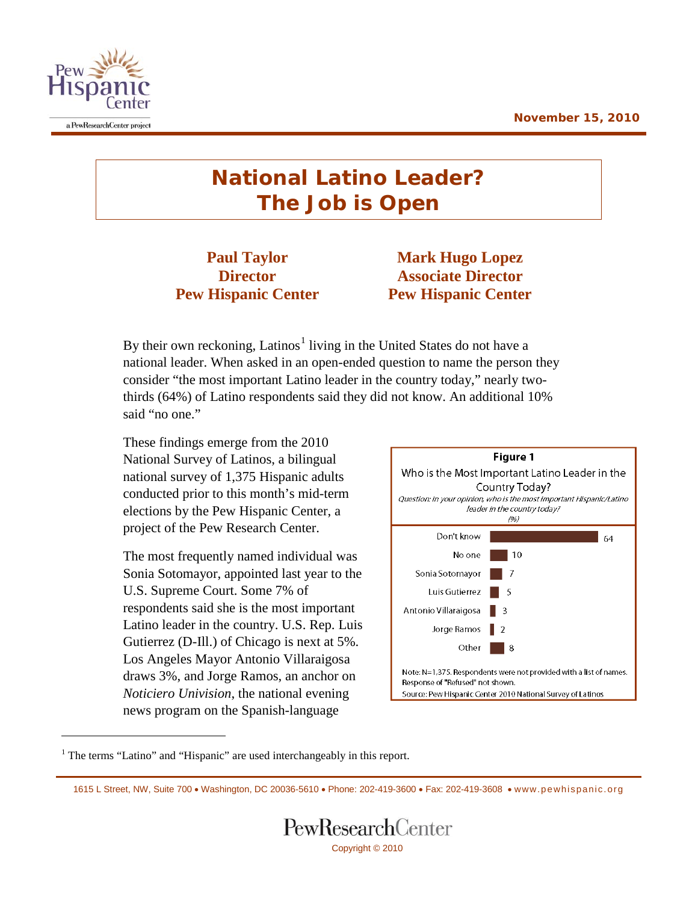November 15, 2010

# National Latino Leader? The Job is Open

**Paul Taylor**
**Director**
**Pew Hispanic Center**

**Mark Hugo Lopez**
**Associate Director**
**Pew Hispanic Center**

By their own reckoning, Latinos[1] living in the United States do not have a national leader. When asked in an open-ended question to name the person they consider "the most important Latino leader in the country today," nearly two-thirds (64%) of Latino respondents said they did not know. An additional 10% said "no one."

These findings emerge from the 2010 National Survey of Latinos, a bilingual national survey of 1,375 Hispanic adults conducted prior to this month's mid-term elections by the Pew Hispanic Center, a project of the Pew Research Center.

The most frequently named individual was Sonia Sotomayor, appointed last year to the U.S. Supreme Court. Some 7% of respondents said she is the most important Latino leader in the country. U.S. Rep. Luis Gutierrez (D-Ill.) of Chicago is next at 5%. Los Angeles Mayor Antonio Villaraigosa draws 3%, and Jorge Ramos, an anchor on *Noticiero Univision*, the national evening news program on the Spanish-language

**Figure 1**

Who is the Most Important Latino Leader in the Country Today?

*Question: In your opinion, who is the most important Hispanic/Latino leader in the country today?*

*(%)*

| | % |
|---|---|
| Don't know | 64 |
| No one | 10 |
| Sonia Sotomayor | 7 |
| Luis Gutierrez | 5 |
| Antonio Villaraigosa | 3 |
| Jorge Ramos | 2 |
| Other | 8 |

Note: N=1,375. Respondents were not provided with a list of names. Response of "Refused" not shown.

Source: Pew Hispanic Center 2010 National Survey of Latinos

[1] The terms "Latino" and "Hispanic" are used interchangeably in this report.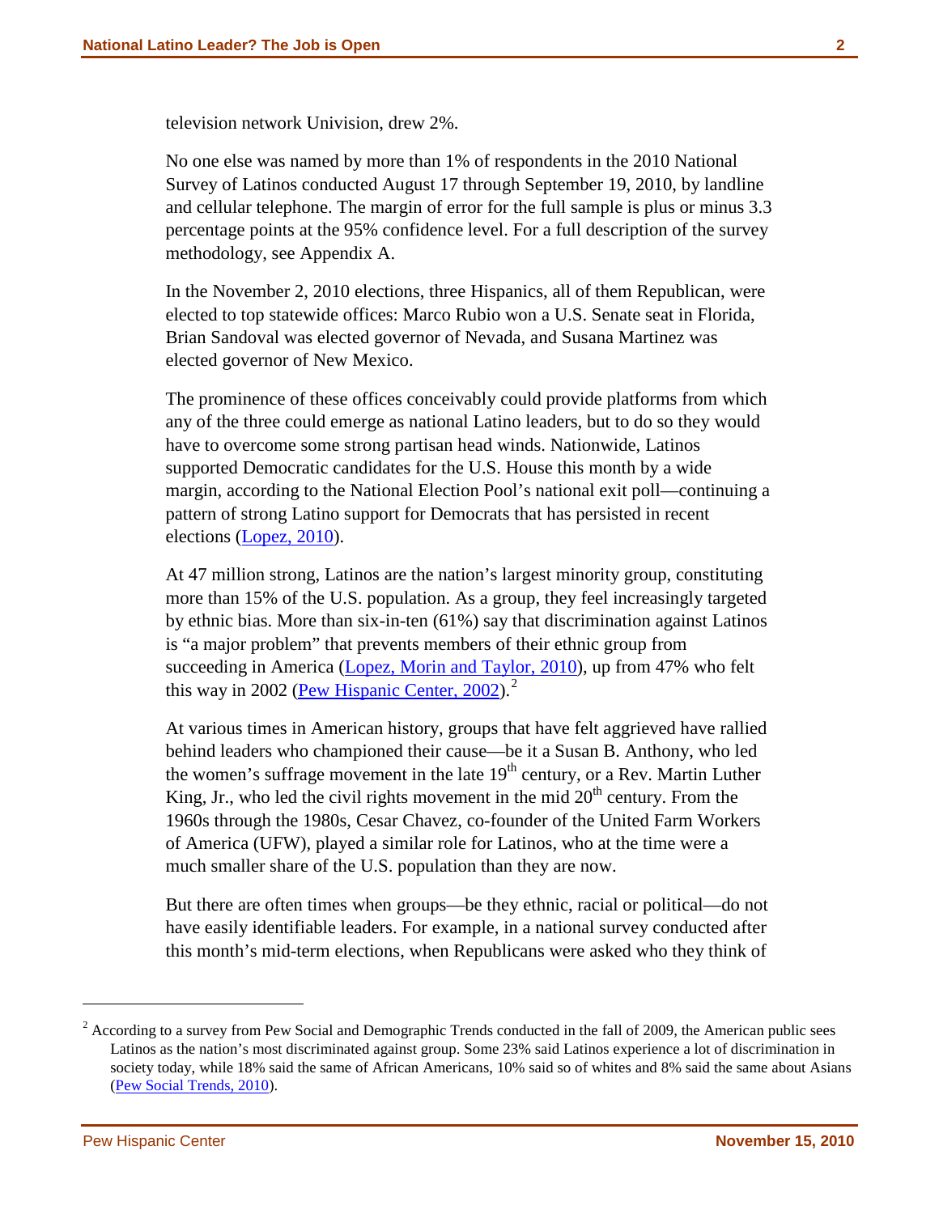television network Univision, drew 2%.

No one else was named by more than 1% of respondents in the 2010 National Survey of Latinos conducted August 17 through September 19, 2010, by landline and cellular telephone. The margin of error for the full sample is plus or minus 3.3 percentage points at the 95% confidence level. For a full description of the survey methodology, see Appendix A.

In the November 2, 2010 elections, three Hispanics, all of them Republican, were elected to top statewide offices: Marco Rubio won a U.S. Senate seat in Florida, Brian Sandoval was elected governor of Nevada, and Susana Martinez was elected governor of New Mexico.

The prominence of these offices conceivably could provide platforms from which any of the three could emerge as national Latino leaders, but to do so they would have to overcome some strong partisan head winds. Nationwide, Latinos supported Democratic candidates for the U.S. House this month by a wide margin, according to the National Election Pool's national exit poll—continuing a pattern of strong Latino support for Democrats that has persisted in recent elections (Lopez, 2010).

At 47 million strong, Latinos are the nation's largest minority group, constituting more than 15% of the U.S. population. As a group, they feel increasingly targeted by ethnic bias. More than six-in-ten (61%) say that discrimination against Latinos is "a major problem" that prevents members of their ethnic group from succeeding in America (Lopez, Morin and Taylor, 2010), up from 47% who felt this way in 2002 (Pew Hispanic Center, 2002).[2]

At various times in American history, groups that have felt aggrieved have rallied behind leaders who championed their cause—be it a Susan B. Anthony, who led the women's suffrage movement in the late 19th century, or a Rev. Martin Luther King, Jr., who led the civil rights movement in the mid 20th century. From the 1960s through the 1980s, Cesar Chavez, co-founder of the United Farm Workers of America (UFW), played a similar role for Latinos, who at the time were a much smaller share of the U.S. population than they are now.

But there are often times when groups—be they ethnic, racial or political—do not have easily identifiable leaders. For example, in a national survey conducted after this month's mid-term elections, when Republicans were asked who they think of

---

[2] According to a survey from Pew Social and Demographic Trends conducted in the fall of 2009, the American public sees Latinos as the nation's most discriminated against group. Some 23% said Latinos experience a lot of discrimination in society today, while 18% said the same of African Americans, 10% said so of whites and 8% said the same about Asians (Pew Social Trends, 2010).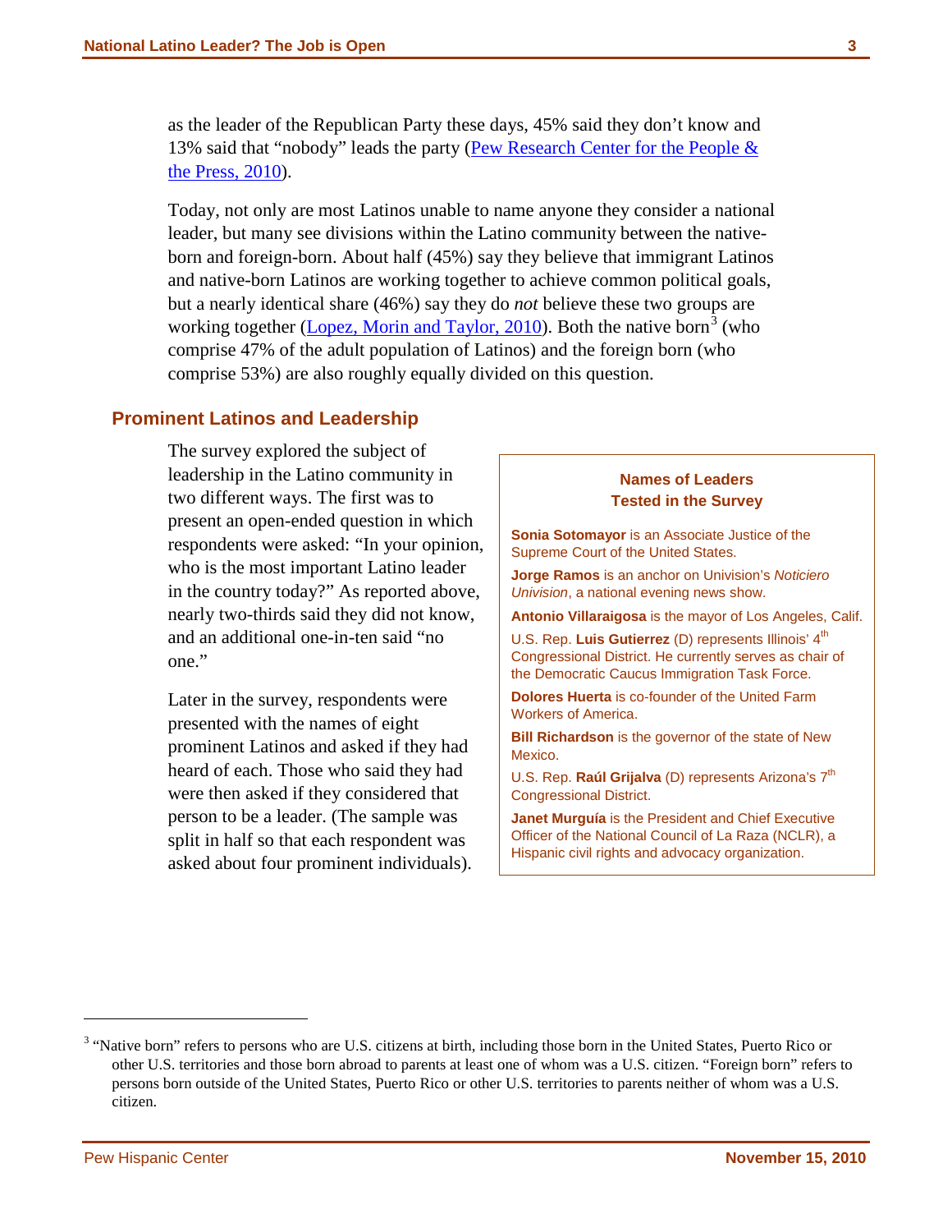as the leader of the Republican Party these days, 45% said they don't know and 13% said that "nobody" leads the party ([Pew Research Center for the People & the Press, 2010](#)).

Today, not only are most Latinos unable to name anyone they consider a national leader, but many see divisions within the Latino community between the native-born and foreign-born. About half (45%) say they believe that immigrant Latinos and native-born Latinos are working together to achieve common political goals, but a nearly identical share (46%) say they do *not* believe these two groups are working together ([Lopez, Morin and Taylor, 2010](#)). Both the native born[3] (who comprise 47% of the adult population of Latinos) and the foreign born (who comprise 53%) are also roughly equally divided on this question.

## Prominent Latinos and Leadership

The survey explored the subject of leadership in the Latino community in two different ways. The first was to present an open-ended question in which respondents were asked: "In your opinion, who is the most important Latino leader in the country today?" As reported above, nearly two-thirds said they did not know, and an additional one-in-ten said "no one."

Later in the survey, respondents were presented with the names of eight prominent Latinos and asked if they had heard of each. Those who said they had were then asked if they considered that person to be a leader. (The sample was split in half so that each respondent was asked about four prominent individuals).

**Names of Leaders Tested in the Survey**

**Sonia Sotomayor** is an Associate Justice of the Supreme Court of the United States.

**Jorge Ramos** is an anchor on Univision's *Noticiero Univision*, a national evening news show.

**Antonio Villaraigosa** is the mayor of Los Angeles, Calif.

U.S. Rep. **Luis Gutierrez** (D) represents Illinois' 4th Congressional District. He currently serves as chair of the Democratic Caucus Immigration Task Force.

**Dolores Huerta** is co-founder of the United Farm Workers of America.

**Bill Richardson** is the governor of the state of New Mexico.

U.S. Rep. **Raúl Grijalva** (D) represents Arizona's 7th Congressional District.

**Janet Murguía** is the President and Chief Executive Officer of the National Council of La Raza (NCLR), a Hispanic civil rights and advocacy organization.

---

[3] "Native born" refers to persons who are U.S. citizens at birth, including those born in the United States, Puerto Rico or other U.S. territories and those born abroad to parents at least one of whom was a U.S. citizen. "Foreign born" refers to persons born outside of the United States, Puerto Rico or other U.S. territories to parents neither of whom was a U.S. citizen.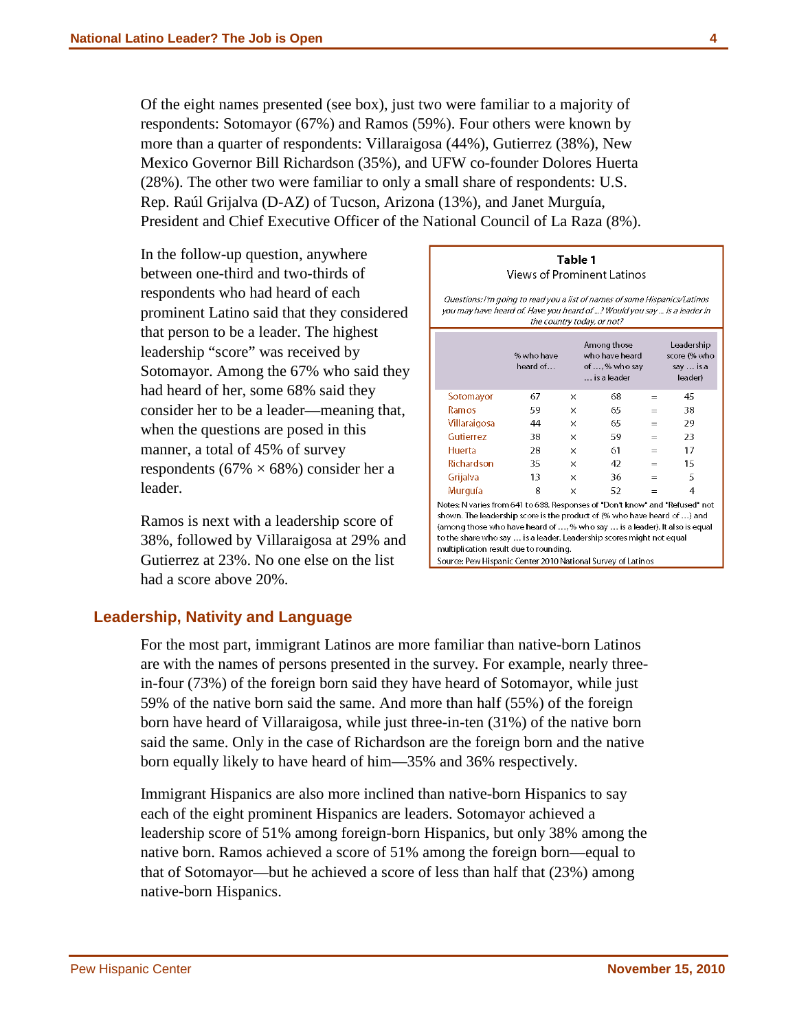Of the eight names presented (see box), just two were familiar to a majority of respondents: Sotomayor (67%) and Ramos (59%). Four others were known by more than a quarter of respondents: Villaraigosa (44%), Gutierrez (38%), New Mexico Governor Bill Richardson (35%), and UFW co-founder Dolores Huerta (28%). The other two were familiar to only a small share of respondents: U.S. Rep. Raúl Grijalva (D-AZ) of Tucson, Arizona (13%), and Janet Murguía, President and Chief Executive Officer of the National Council of La Raza (8%).

In the follow-up question, anywhere between one-third and two-thirds of respondents who had heard of each prominent Latino said that they considered that person to be a leader. The highest leadership "score" was received by Sotomayor. Among the 67% who said they had heard of her, some 68% said they consider her to be a leader—meaning that, when the questions are posed in this manner, a total of 45% of survey respondents (67% × 68%) consider her a leader.

Ramos is next with a leadership score of 38%, followed by Villaraigosa at 29% and Gutierrez at 23%. No one else on the list had a score above 20%.

**Table 1**
Views of Prominent Latinos

*Questions: I'm going to read you a list of names of some Hispanics/Latinos you may have heard of. Have you heard of ...? Would you say ... is a leader in the country today, or not?*

| | % who have heard of... | | Among those who have heard of ..., % who say ... is a leader | | Leadership score (% who say ... is a leader) |
|---|---|---|---|---|---|
| Sotomayor | 67 | × | 68 | = | 45 |
| Ramos | 59 | × | 65 | = | 38 |
| Villaraigosa | 44 | × | 65 | = | 29 |
| Gutierrez | 38 | × | 59 | = | 23 |
| Huerta | 28 | × | 61 | = | 17 |
| Richardson | 35 | × | 42 | = | 15 |
| Grijalva | 13 | × | 36 | = | 5 |
| Murguía | 8 | × | 52 | = | 4 |

Notes: N varies from 641 to 688. Responses of "Don't know" and "Refused" not shown. The leadership score is the product of (% who have heard of ...) and (among those who have heard of ..., % who say ... is a leader). It also is equal to the share who say ... is a leader. Leadership scores might not equal multiplication result due to rounding.

Source: Pew Hispanic Center 2010 National Survey of Latinos

## Leadership, Nativity and Language

For the most part, immigrant Latinos are more familiar than native-born Latinos are with the names of persons presented in the survey. For example, nearly three-in-four (73%) of the foreign born said they have heard of Sotomayor, while just 59% of the native born said the same. And more than half (55%) of the foreign born have heard of Villaraigosa, while just three-in-ten (31%) of the native born said the same. Only in the case of Richardson are the foreign born and the native born equally likely to have heard of him—35% and 36% respectively.

Immigrant Hispanics are also more inclined than native-born Hispanics to say each of the eight prominent Hispanics are leaders. Sotomayor achieved a leadership score of 51% among foreign-born Hispanics, but only 38% among the native born. Ramos achieved a score of 51% among the foreign born—equal to that of Sotomayor—but he achieved a score of less than half that (23%) among native-born Hispanics.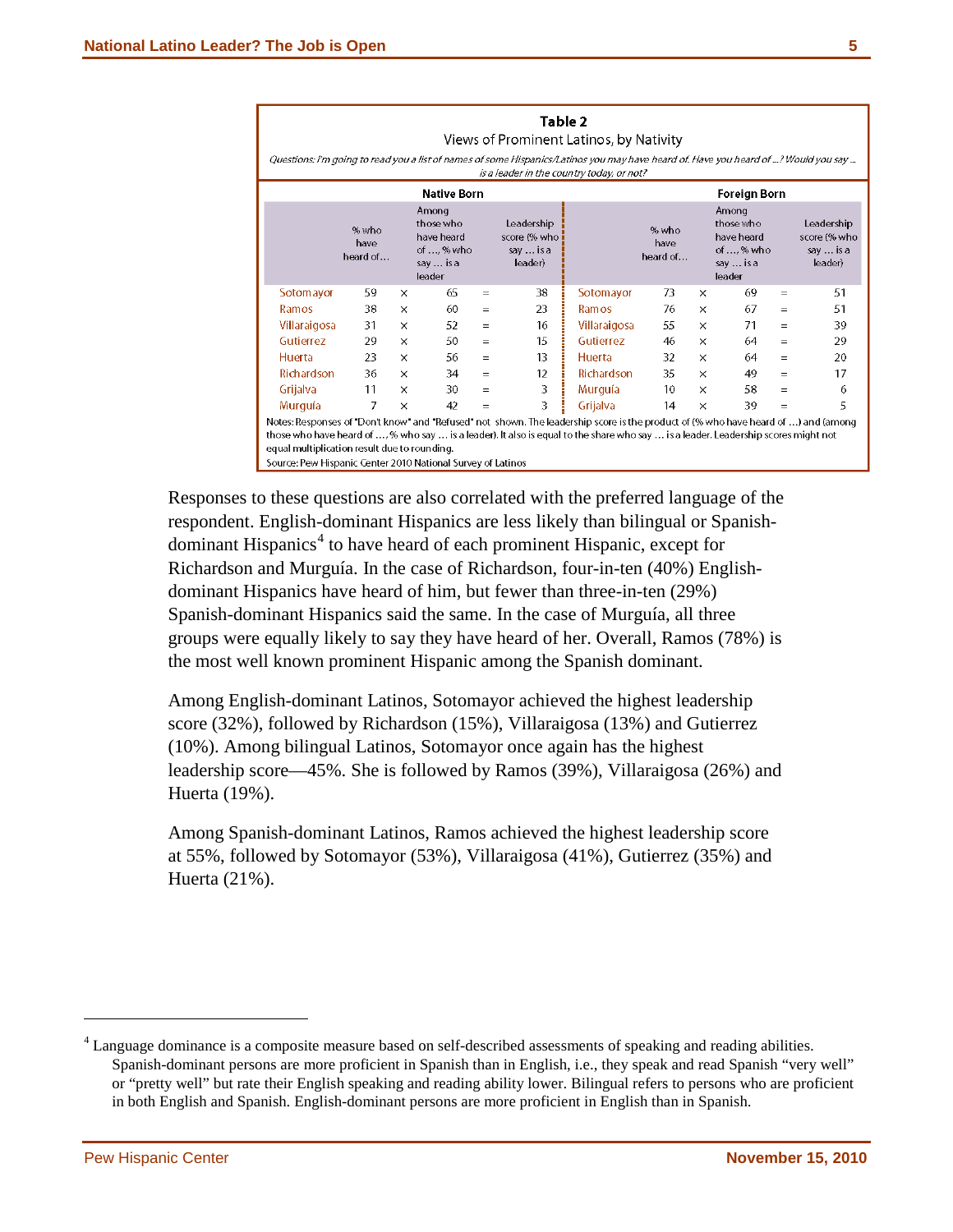**Table 2**

Views of Prominent Latinos, by Nativity

*Questions: I'm going to read you a list of names of some Hispanics/Latinos you may have heard of. Have you heard of ...? Would you say ... is a leader in the country today, or not?*

| Native Born | | | | | | Foreign Born | | | | | |
|---|---|---|---|---|---|---|---|---|---|---|---|
| | % who have heard of… | | Among those who have heard of …, % who say … is a leader | | Leadership score (% who say … is a leader) | | % who have heard of… | | Among those who have heard of …, % who say … is a leader | | Leadership score (% who say … is a leader) |
| Sotomayor | 59 | × | 65 | = | 38 | Sotomayor | 73 | × | 69 | = | 51 |
| Ramos | 38 | × | 60 | = | 23 | Ramos | 76 | × | 67 | = | 51 |
| Villaraigosa | 31 | × | 52 | = | 16 | Villaraigosa | 55 | × | 71 | = | 39 |
| Gutierrez | 29 | × | 50 | = | 15 | Gutierrez | 46 | × | 64 | = | 29 |
| Huerta | 23 | × | 56 | = | 13 | Huerta | 32 | × | 64 | = | 20 |
| Richardson | 36 | × | 34 | = | 12 | Richardson | 35 | × | 49 | = | 17 |
| Grijalva | 11 | × | 30 | = | 3 | Murguía | 10 | × | 58 | = | 6 |
| Murguía | 7 | × | 42 | = | 3 | Grijalva | 14 | × | 39 | = | 5 |

Notes: Responses of "Don't know" and "Refused" not shown. The leadership score is the product of (% who have heard of …) and (among those who have heard of …, % who say … is a leader). It also is equal to the share who say … is a leader. Leadership scores might not equal multiplication result due to rounding.

Source: Pew Hispanic Center 2010 National Survey of Latinos

Responses to these questions are also correlated with the preferred language of the respondent. English-dominant Hispanics are less likely than bilingual or Spanish-dominant Hispanics[4] to have heard of each prominent Hispanic, except for Richardson and Murguía. In the case of Richardson, four-in-ten (40%) English-dominant Hispanics have heard of him, but fewer than three-in-ten (29%) Spanish-dominant Hispanics said the same. In the case of Murguía, all three groups were equally likely to say they have heard of her. Overall, Ramos (78%) is the most well known prominent Hispanic among the Spanish dominant.

Among English-dominant Latinos, Sotomayor achieved the highest leadership score (32%), followed by Richardson (15%), Villaraigosa (13%) and Gutierrez (10%). Among bilingual Latinos, Sotomayor once again has the highest leadership score—45%. She is followed by Ramos (39%), Villaraigosa (26%) and Huerta (19%).

Among Spanish-dominant Latinos, Ramos achieved the highest leadership score at 55%, followed by Sotomayor (53%), Villaraigosa (41%), Gutierrez (35%) and Huerta (21%).

[4] Language dominance is a composite measure based on self-described assessments of speaking and reading abilities. Spanish-dominant persons are more proficient in Spanish than in English, i.e., they speak and read Spanish "very well" or "pretty well" but rate their English speaking and reading ability lower. Bilingual refers to persons who are proficient in both English and Spanish. English-dominant persons are more proficient in English than in Spanish.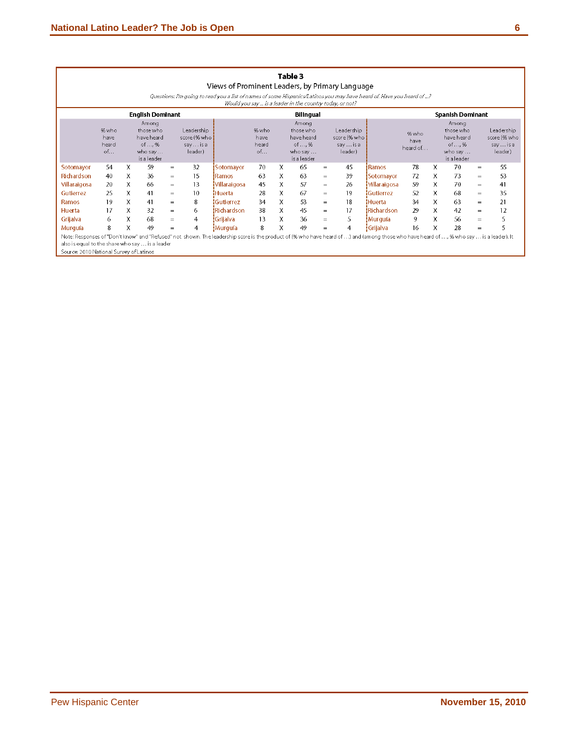**Table 3**

Views of Prominent Leaders, by Primary Language

*Questions: I'm going to read you a list of names of some Hispanics/Latinos you may have heard of. Have you heard of ...? Would you say ... is a leader in the country today, or not?*

| English Dominant | | | | | | Bilingual | | | | | | Spanish Dominant | | | | | |
|---|---|---|---|---|---|---|---|---|---|---|---|---|---|---|---|---|---|
| | % who have heard of… | | Among those who have heard of …, % who say … is a leader | | Leadership score (% who say … is a leader) | | % who have heard of… | | Among those who have heard of …, % who say … is a leader | | Leadership score (% who say … is a leader) | | % who have heard of… | | Among those who have heard of …, % who say … is a leader | | Leadership score (% who say … is a leader) |
| Sotomayor | 54 | X | 59 | = | 32 | Sotomayor | 70 | X | 65 | = | 45 | Ramos | 78 | X | 70 | = | 55 |
| Richardson | 40 | X | 36 | = | 15 | Ramos | 63 | X | 63 | = | 39 | Sotomayor | 72 | X | 73 | = | 53 |
| Villaraigosa | 20 | X | 66 | = | 13 | Villaraigosa | 45 | X | 57 | = | 26 | Villaraigosa | 59 | X | 70 | = | 41 |
| Gutierrez | 25 | X | 41 | = | 10 | Huerta | 28 | X | 67 | = | 19 | Gutierrez | 52 | X | 68 | = | 35 |
| Ramos | 19 | X | 41 | = | 8 | Gutierrez | 34 | X | 53 | = | 18 | Huerta | 34 | X | 63 | = | 21 |
| Huerta | 17 | X | 32 | = | 6 | Richardson | 38 | X | 45 | = | 17 | Richardson | 29 | X | 42 | = | 12 |
| Grijalva | 6 | X | 68 | = | 4 | Grijalva | 13 | X | 36 | = | 5 | Murguía | 9 | X | 56 | = | 5 |
| Murguía | 8 | X | 49 | = | 4 | Murguía | 8 | X | 49 | = | 4 | Grijalva | 16 | X | 28 | = | 5 |

Note: Responses of "Don't know" and "Refused" not shown. The leadership score is the product of (% who have heard of …) and (among those who have heard of …, % who say … is a leader). It also is equal to the share who say … is a leader

Source: 2010 National Survey of Latinos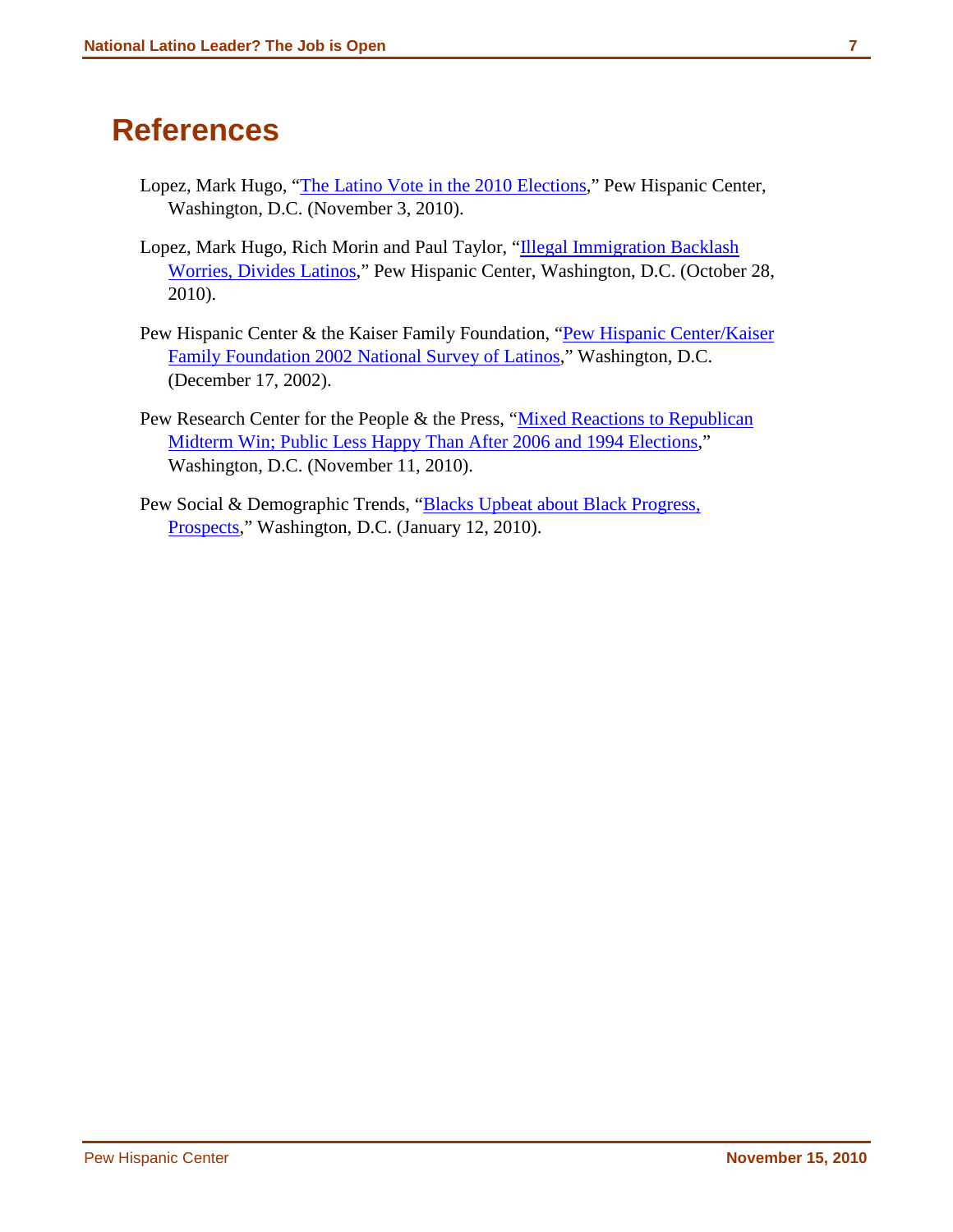# References

Lopez, Mark Hugo, "The Latino Vote in the 2010 Elections," Pew Hispanic Center, Washington, D.C. (November 3, 2010).

Lopez, Mark Hugo, Rich Morin and Paul Taylor, "Illegal Immigration Backlash Worries, Divides Latinos," Pew Hispanic Center, Washington, D.C. (October 28, 2010).

Pew Hispanic Center & the Kaiser Family Foundation, "Pew Hispanic Center/Kaiser Family Foundation 2002 National Survey of Latinos," Washington, D.C. (December 17, 2002).

Pew Research Center for the People & the Press, "Mixed Reactions to Republican Midterm Win; Public Less Happy Than After 2006 and 1994 Elections," Washington, D.C. (November 11, 2010).

Pew Social & Demographic Trends, "Blacks Upbeat about Black Progress, Prospects," Washington, D.C. (January 12, 2010).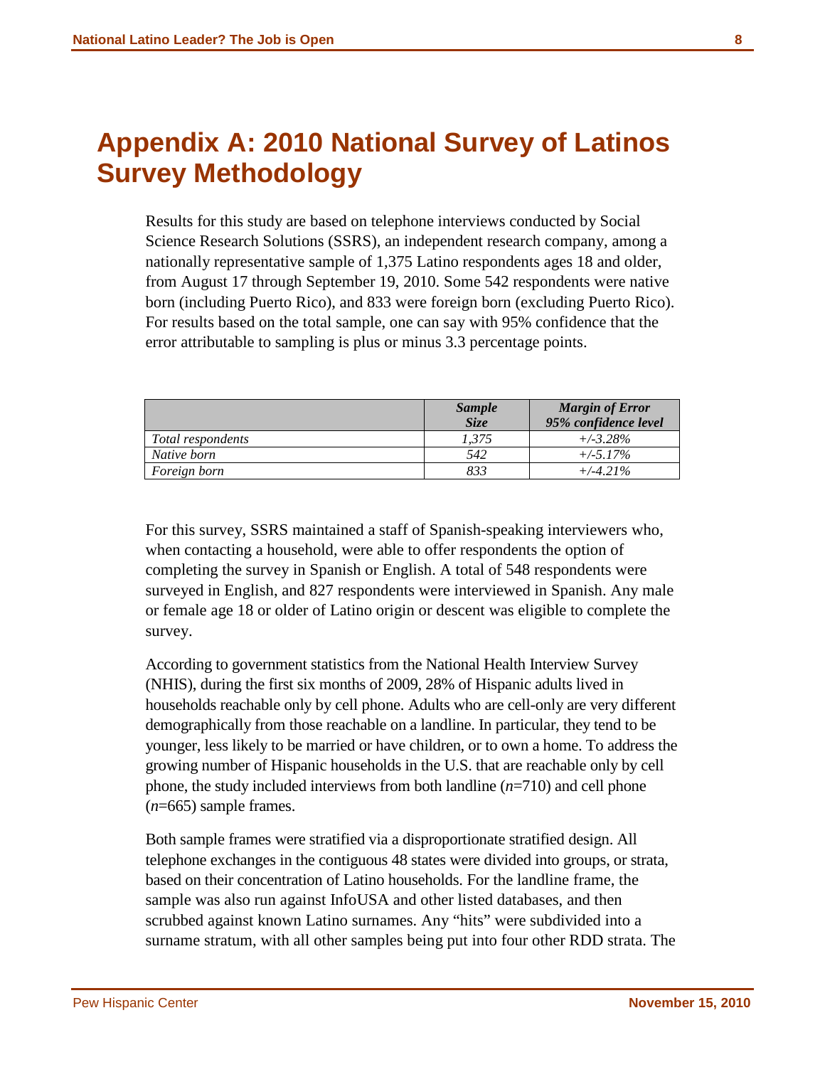# Appendix A: 2010 National Survey of Latinos Survey Methodology

Results for this study are based on telephone interviews conducted by Social Science Research Solutions (SSRS), an independent research company, among a nationally representative sample of 1,375 Latino respondents ages 18 and older, from August 17 through September 19, 2010. Some 542 respondents were native born (including Puerto Rico), and 833 were foreign born (excluding Puerto Rico). For results based on the total sample, one can say with 95% confidence that the error attributable to sampling is plus or minus 3.3 percentage points.

| | ***Sample Size*** | ***Margin of Error 95% confidence level*** |
|---|---|---|
| *Total respondents* | *1,375* | *+/-3.28%* |
| *Native born* | *542* | *+/-5.17%* |
| *Foreign born* | *833* | *+/-4.21%* |

For this survey, SSRS maintained a staff of Spanish-speaking interviewers who, when contacting a household, were able to offer respondents the option of completing the survey in Spanish or English. A total of 548 respondents were surveyed in English, and 827 respondents were interviewed in Spanish. Any male or female age 18 or older of Latino origin or descent was eligible to complete the survey.

According to government statistics from the National Health Interview Survey (NHIS), during the first six months of 2009, 28% of Hispanic adults lived in households reachable only by cell phone. Adults who are cell-only are very different demographically from those reachable on a landline. In particular, they tend to be younger, less likely to be married or have children, or to own a home. To address the growing number of Hispanic households in the U.S. that are reachable only by cell phone, the study included interviews from both landline (*n*=710) and cell phone (*n*=665) sample frames.

Both sample frames were stratified via a disproportionate stratified design. All telephone exchanges in the contiguous 48 states were divided into groups, or strata, based on their concentration of Latino households. For the landline frame, the sample was also run against InfoUSA and other listed databases, and then scrubbed against known Latino surnames. Any "hits" were subdivided into a surname stratum, with all other samples being put into four other RDD strata. The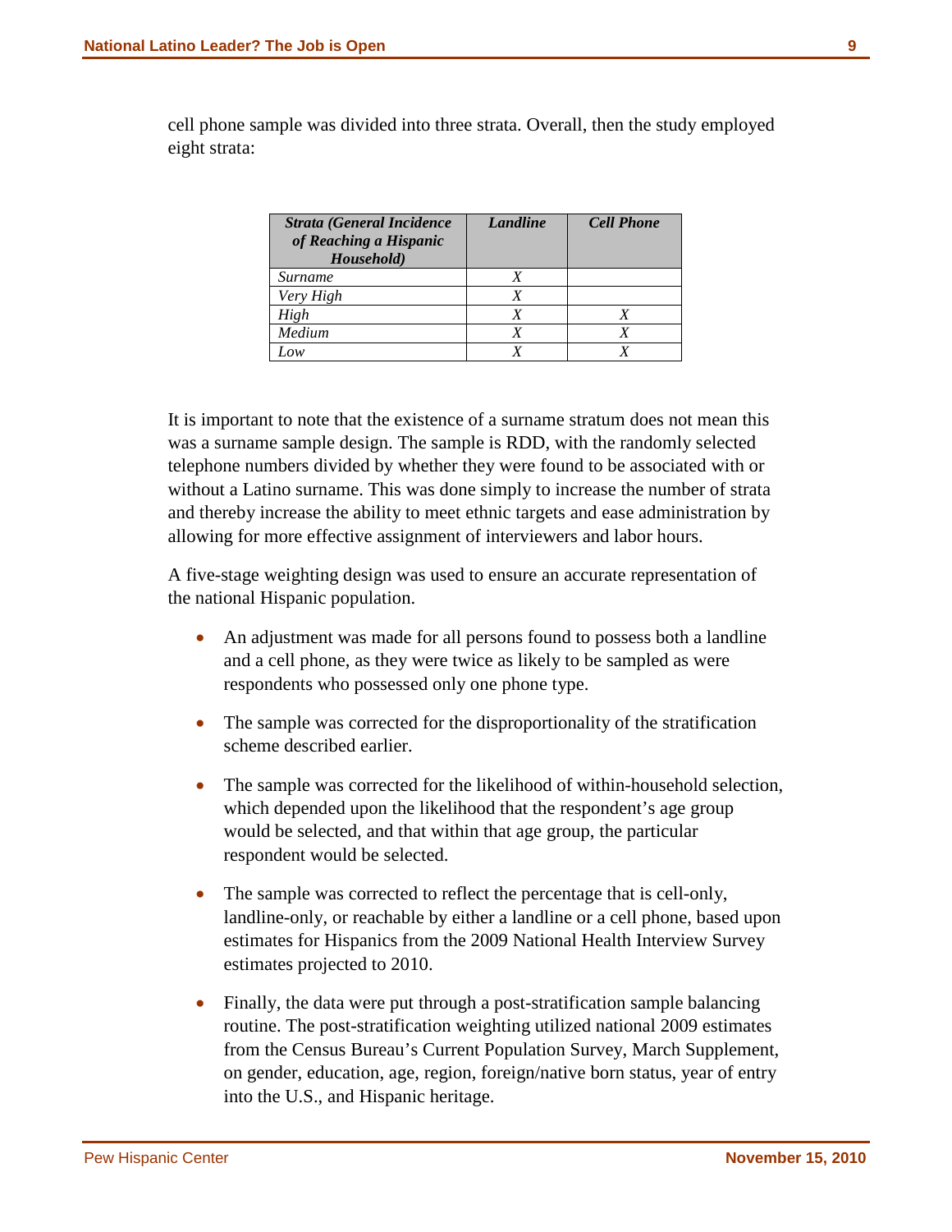cell phone sample was divided into three strata. Overall, then the study employed eight strata:

| *Strata (General Incidence of Reaching a Hispanic Household)* | *Landline* | *Cell Phone* |
|---|---|---|
| *Surname* | *X* | |
| *Very High* | *X* | |
| *High* | *X* | *X* |
| *Medium* | *X* | *X* |
| *Low* | *X* | *X* |

It is important to note that the existence of a surname stratum does not mean this was a surname sample design. The sample is RDD, with the randomly selected telephone numbers divided by whether they were found to be associated with or without a Latino surname. This was done simply to increase the number of strata and thereby increase the ability to meet ethnic targets and ease administration by allowing for more effective assignment of interviewers and labor hours.

A five-stage weighting design was used to ensure an accurate representation of the national Hispanic population.

- An adjustment was made for all persons found to possess both a landline and a cell phone, as they were twice as likely to be sampled as were respondents who possessed only one phone type.
- The sample was corrected for the disproportionality of the stratification scheme described earlier.
- The sample was corrected for the likelihood of within-household selection, which depended upon the likelihood that the respondent's age group would be selected, and that within that age group, the particular respondent would be selected.
- The sample was corrected to reflect the percentage that is cell-only, landline-only, or reachable by either a landline or a cell phone, based upon estimates for Hispanics from the 2009 National Health Interview Survey estimates projected to 2010.
- Finally, the data were put through a post-stratification sample balancing routine. The post-stratification weighting utilized national 2009 estimates from the Census Bureau's Current Population Survey, March Supplement, on gender, education, age, region, foreign/native born status, year of entry into the U.S., and Hispanic heritage.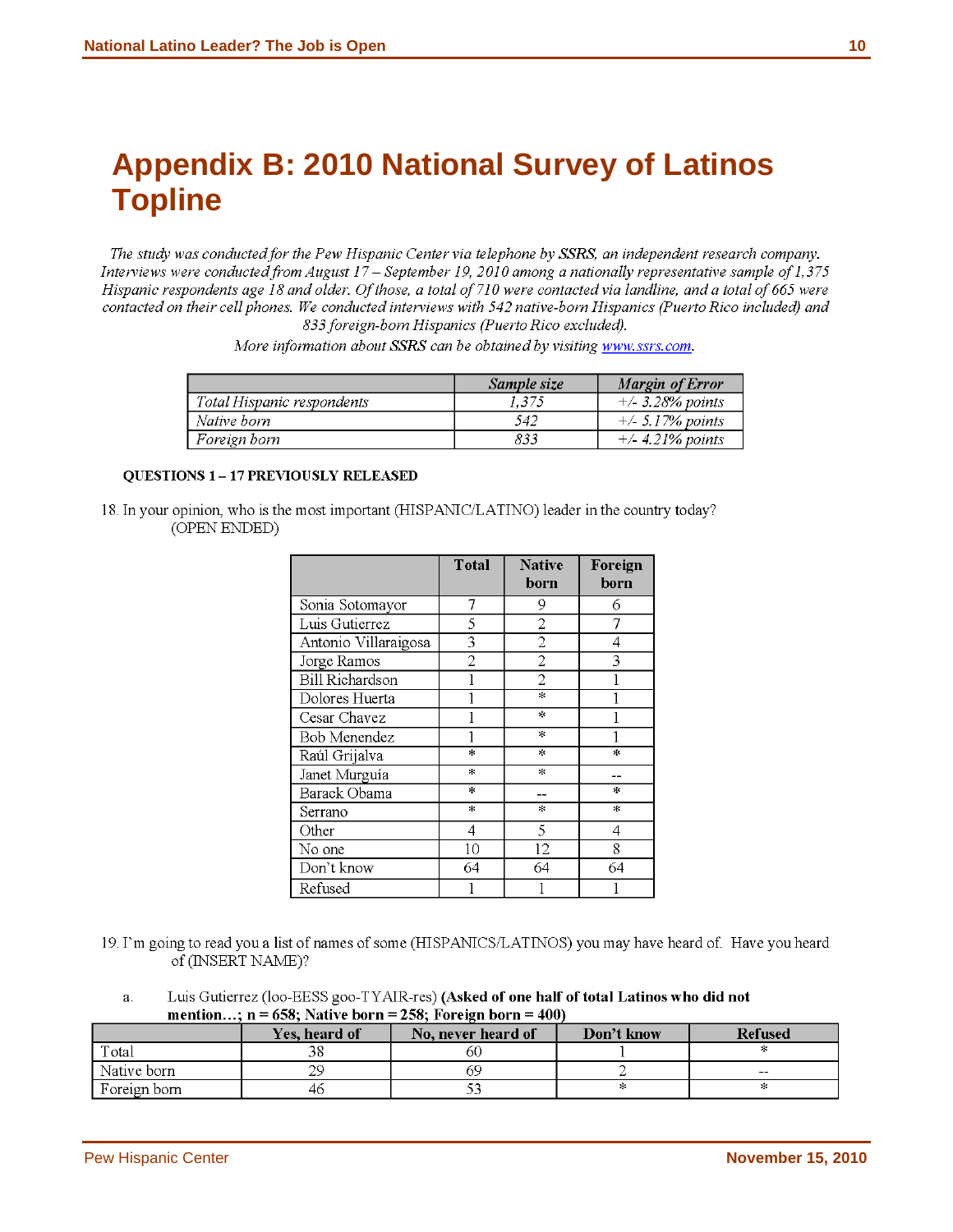# Appendix B: 2010 National Survey of Latinos Topline

*The study was conducted for the Pew Hispanic Center via telephone by SSRS, an independent research company. Interviews were conducted from August 17 – September 19, 2010 among a nationally representative sample of 1,375 Hispanic respondents age 18 and older. Of those, a total of 710 were contacted via landline, and a total of 665 were contacted on their cell phones. We conducted interviews with 542 native-born Hispanics (Puerto Rico included) and 833 foreign-born Hispanics (Puerto Rico excluded).*

*More information about SSRS can be obtained by visiting www.ssrs.com.*

| | *Sample size* | *Margin of Error* |
|---|---|---|
| *Total Hispanic respondents* | *1,375* | *+/- 3.28% points* |
| *Native born* | *542* | *+/- 5.17% points* |
| *Foreign born* | *833* | *+/- 4.21% points* |

**QUESTIONS 1 – 17 PREVIOUSLY RELEASED**

18. In your opinion, who is the most important (HISPANIC/LATINO) leader in the country today? (OPEN ENDED)

| | Total | Native born | Foreign born |
|---|---|---|---|
| Sonia Sotomayor | 7 | 9 | 6 |
| Luis Gutierrez | 5 | 2 | 7 |
| Antonio Villaraigosa | 3 | 2 | 4 |
| Jorge Ramos | 2 | 2 | 3 |
| Bill Richardson | 1 | 2 | 1 |
| Dolores Huerta | 1 | * | 1 |
| Cesar Chavez | 1 | * | 1 |
| Bob Menendez | 1 | * | 1 |
| Raúl Grijalva | * | * | * |
| Janet Murguía | * | * | -- |
| Barack Obama | * | -- | * |
| Serrano | * | * | * |
| Other | 4 | 5 | 4 |
| No one | 10 | 12 | 8 |
| Don't know | 64 | 64 | 64 |
| Refused | 1 | 1 | 1 |

19. I'm going to read you a list of names of some (HISPANICS/LATINOS) you may have heard of. Have you heard of (INSERT NAME)?

a. Luis Gutierrez (loo-EESS goo-TYAIR-res) **(Asked of one half of total Latinos who did not mention…; n = 658; Native born = 258; Foreign born = 400)**

| | Yes, heard of | No, never heard of | Don't know | Refused |
|---|---|---|---|---|
| Total | 38 | 60 | 1 | * |
| Native born | 29 | 69 | 2 | -- |
| Foreign born | 46 | 53 | * | * |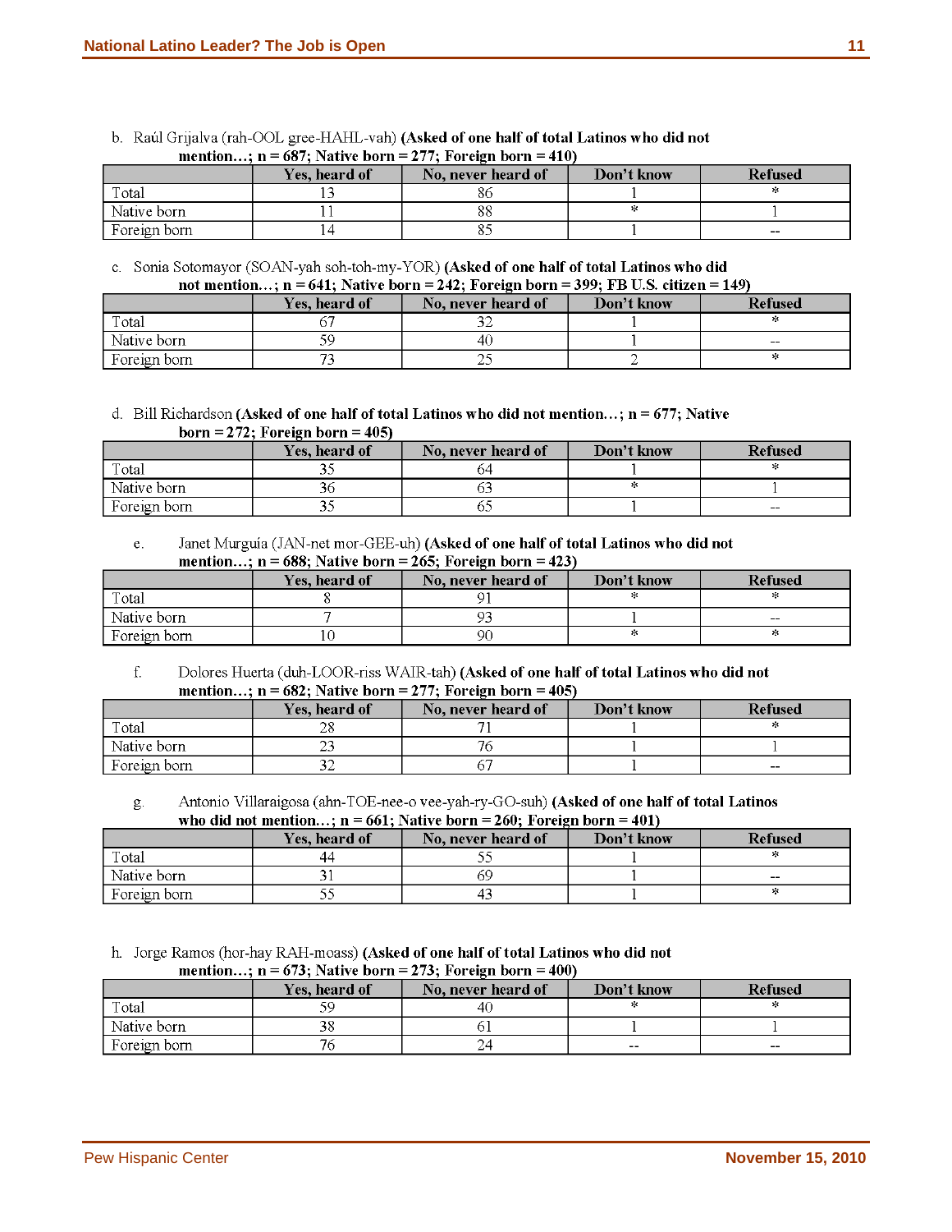b. Raúl Grijalva (rah-OOL gree-HAHL-vah) **(Asked of one half of total Latinos who did not mention…; n = 687; Native born = 277; Foreign born = 410)**

| | Yes, heard of | No, never heard of | Don't know | Refused |
|---|---|---|---|---|
| Total | 13 | 86 | 1 | * |
| Native born | 11 | 88 | * | 1 |
| Foreign born | 14 | 85 | 1 | -- |

c. Sonia Sotomayor (SOAN-yah soh-toh-my-YOR) **(Asked of one half of total Latinos who did not mention…; n = 641; Native born = 242; Foreign born = 399; FB U.S. citizen = 149)**

| | Yes, heard of | No, never heard of | Don't know | Refused |
|---|---|---|---|---|
| Total | 67 | 32 | 1 | * |
| Native born | 59 | 40 | 1 | -- |
| Foreign born | 73 | 25 | 2 | * |

d. Bill Richardson **(Asked of one half of total Latinos who did not mention…; n = 677; Native born = 272; Foreign born = 405)**

| | Yes, heard of | No, never heard of | Don't know | Refused |
|---|---|---|---|---|
| Total | 35 | 64 | 1 | * |
| Native born | 36 | 63 | * | 1 |
| Foreign born | 35 | 65 | 1 | -- |

e. Janet Murguía (JAN-net mor-GEE-uh) **(Asked of one half of total Latinos who did not mention…; n = 688; Native born = 265; Foreign born = 423)**

| | Yes, heard of | No, never heard of | Don't know | Refused |
|---|---|---|---|---|
| Total | 8 | 91 | * | * |
| Native born | 7 | 93 | 1 | -- |
| Foreign born | 10 | 90 | * | * |

f. Dolores Huerta (duh-LOOR-riss WAIR-tah) **(Asked of one half of total Latinos who did not mention…; n = 682; Native born = 277; Foreign born = 405)**

| | Yes, heard of | No, never heard of | Don't know | Refused |
|---|---|---|---|---|
| Total | 28 | 71 | 1 | * |
| Native born | 23 | 76 | 1 | 1 |
| Foreign born | 32 | 67 | 1 | -- |

g. Antonio Villaraigosa (ahn-TOE-nee-o vee-yah-ry-GO-suh) **(Asked of one half of total Latinos who did not mention…; n = 661; Native born = 260; Foreign born = 401)**

| | Yes, heard of | No, never heard of | Don't know | Refused |
|---|---|---|---|---|
| Total | 44 | 55 | 1 | * |
| Native born | 31 | 69 | 1 | -- |
| Foreign born | 55 | 43 | 1 | * |

h. Jorge Ramos (hor-hay RAH-moass) **(Asked of one half of total Latinos who did not mention…; n = 673; Native born = 273; Foreign born = 400)**

| | Yes, heard of | No, never heard of | Don't know | Refused |
|---|---|---|---|---|
| Total | 59 | 40 | * | * |
| Native born | 38 | 61 | 1 | 1 |
| Foreign born | 76 | 24 | -- | -- |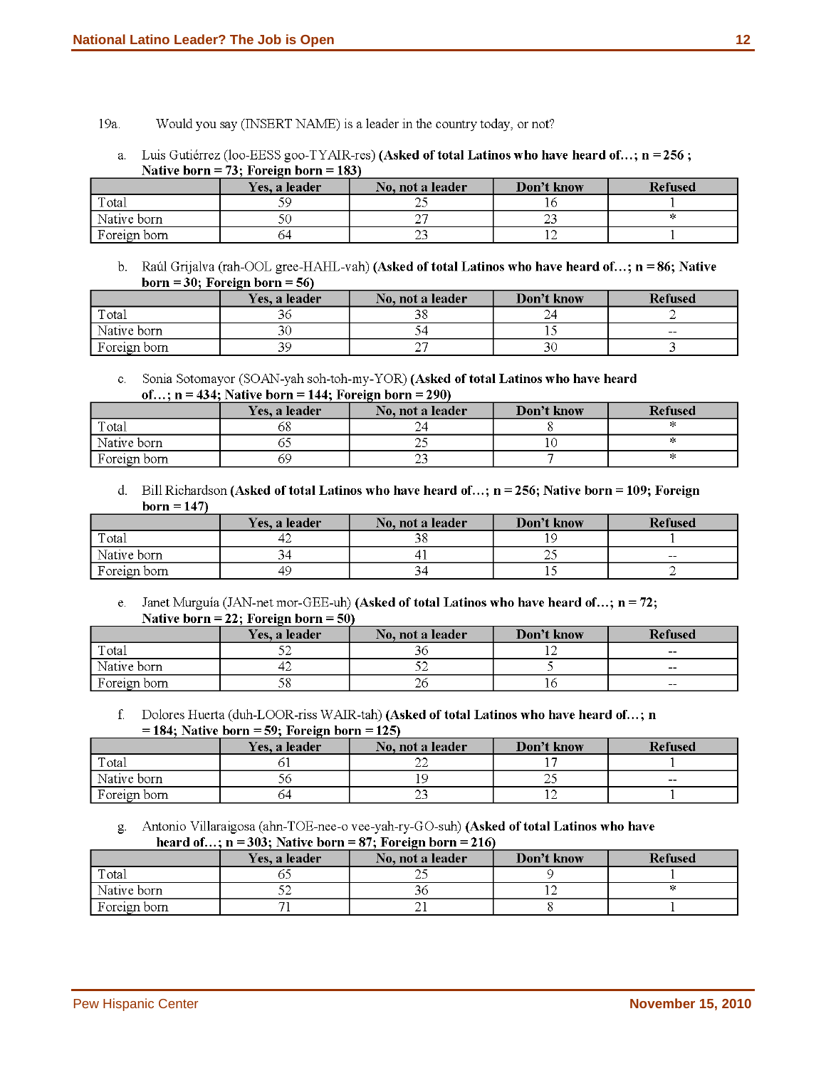19a. Would you say (INSERT NAME) is a leader in the country today, or not?

a. Luis Gutiérrez (loo-EESS goo-TYAIR-res) **(Asked of total Latinos who have heard of…; n = 256 ; Native born = 73; Foreign born = 183)**

| | Yes, a leader | No, not a leader | Don't know | Refused |
|---|---|---|---|---|
| Total | 59 | 25 | 16 | 1 |
| Native born | 50 | 27 | 23 | * |
| Foreign born | 64 | 23 | 12 | 1 |

b. Raúl Grijalva (rah-OOL gree-HAHL-vah) **(Asked of total Latinos who have heard of…; n = 86; Native born = 30; Foreign born = 56)**

| | Yes, a leader | No, not a leader | Don't know | Refused |
|---|---|---|---|---|
| Total | 36 | 38 | 24 | 2 |
| Native born | 30 | 54 | 15 | -- |
| Foreign born | 39 | 27 | 30 | 3 |

c. Sonia Sotomayor (SOAN-yah soh-toh-my-YOR) **(Asked of total Latinos who have heard of…; n = 434; Native born = 144; Foreign born = 290)**

| | Yes, a leader | No, not a leader | Don't know | Refused |
|---|---|---|---|---|
| Total | 68 | 24 | 8 | * |
| Native born | 65 | 25 | 10 | * |
| Foreign born | 69 | 23 | 7 | * |

d. Bill Richardson **(Asked of total Latinos who have heard of…; n = 256; Native born = 109; Foreign born = 147)**

| | Yes, a leader | No, not a leader | Don't know | Refused |
|---|---|---|---|---|
| Total | 42 | 38 | 19 | 1 |
| Native born | 34 | 41 | 25 | -- |
| Foreign born | 49 | 34 | 15 | 2 |

e. Janet Murguía (JAN-net mor-GEE-uh) **(Asked of total Latinos who have heard of…; n = 72; Native born = 22; Foreign born = 50)**

| | Yes, a leader | No, not a leader | Don't know | Refused |
|---|---|---|---|---|
| Total | 52 | 36 | 12 | -- |
| Native born | 42 | 52 | 5 | -- |
| Foreign born | 58 | 26 | 16 | -- |

f. Dolores Huerta (duh-LOOR-riss WAIR-tah) **(Asked of total Latinos who have heard of…; n = 184; Native born = 59; Foreign born = 125)**

| | Yes, a leader | No, not a leader | Don't know | Refused |
|---|---|---|---|---|
| Total | 61 | 22 | 17 | 1 |
| Native born | 56 | 19 | 25 | -- |
| Foreign born | 64 | 23 | 12 | 1 |

g. Antonio Villaraigosa (ahn-TOE-nee-o vee-yah-ry-GO-suh) **(Asked of total Latinos who have heard of…; n = 303; Native born = 87; Foreign born = 216)**

| | Yes, a leader | No, not a leader | Don't know | Refused |
|---|---|---|---|---|
| Total | 65 | 25 | 9 | 1 |
| Native born | 52 | 36 | 12 | * |
| Foreign born | 71 | 21 | 8 | 1 |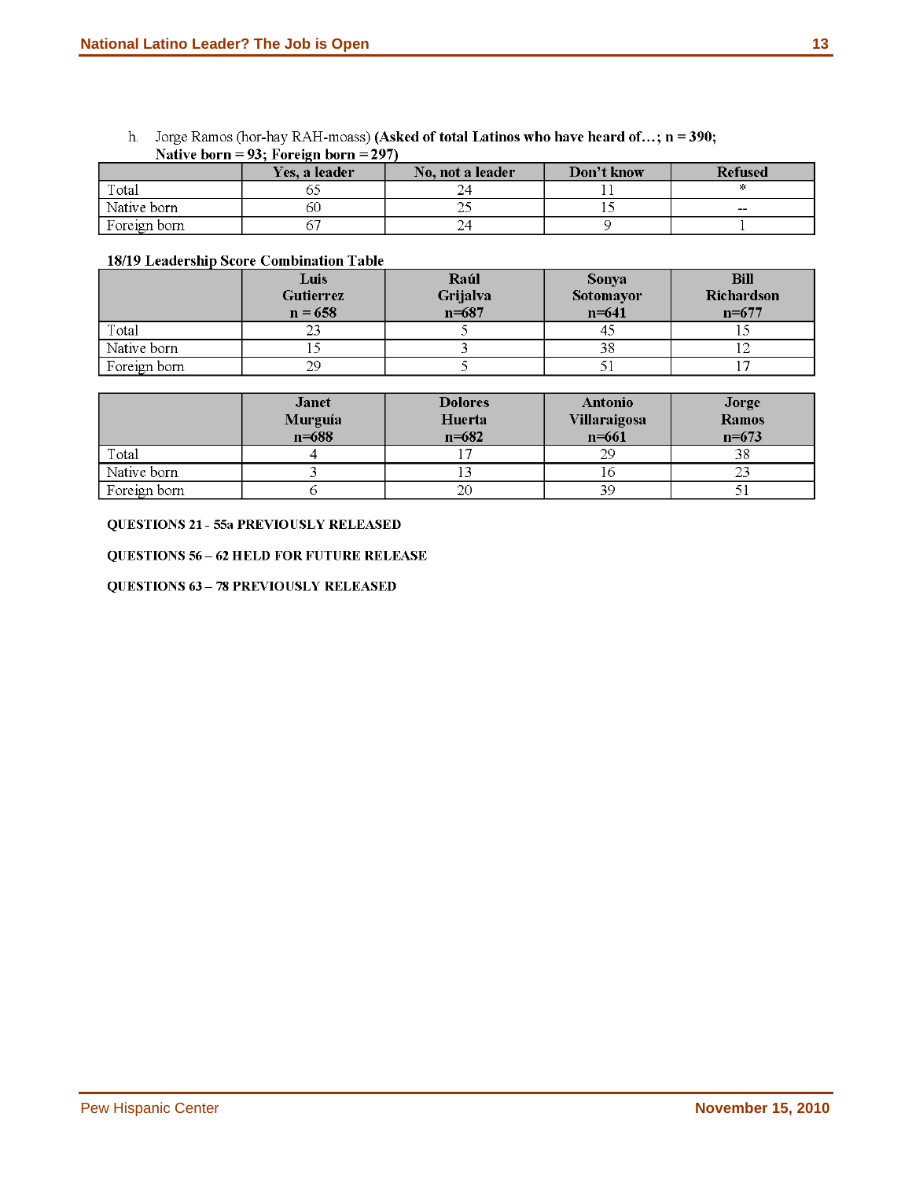h. Jorge Ramos (hor-hay RAH-moass) **(Asked of total Latinos who have heard of…; n = 390; Native born = 93; Foreign born = 297)**

| | Yes, a leader | No, not a leader | Don't know | Refused |
|---|---|---|---|---|
| Total | 65 | 24 | 11 | * |
| Native born | 60 | 25 | 15 | -- |
| Foreign born | 67 | 24 | 9 | 1 |

**18/19 Leadership Score Combination Table**

| | Luis Gutierrez n = 658 | Raúl Grijalva n=687 | Sonya Sotomayor n=641 | Bill Richardson n=677 |
|---|---|---|---|---|
| Total | 23 | 5 | 45 | 15 |
| Native born | 15 | 3 | 38 | 12 |
| Foreign born | 29 | 5 | 51 | 17 |

| | Janet Murguía n=688 | Dolores Huerta n=682 | Antonio Villaraigosa n=661 | Jorge Ramos n=673 |
|---|---|---|---|---|
| Total | 4 | 17 | 29 | 38 |
| Native born | 3 | 13 | 16 | 23 |
| Foreign born | 6 | 20 | 39 | 51 |

**QUESTIONS 21 - 55a PREVIOUSLY RELEASED**

**QUESTIONS 56 – 62 HELD FOR FUTURE RELEASE**

**QUESTIONS 63 – 78 PREVIOUSLY RELEASED**